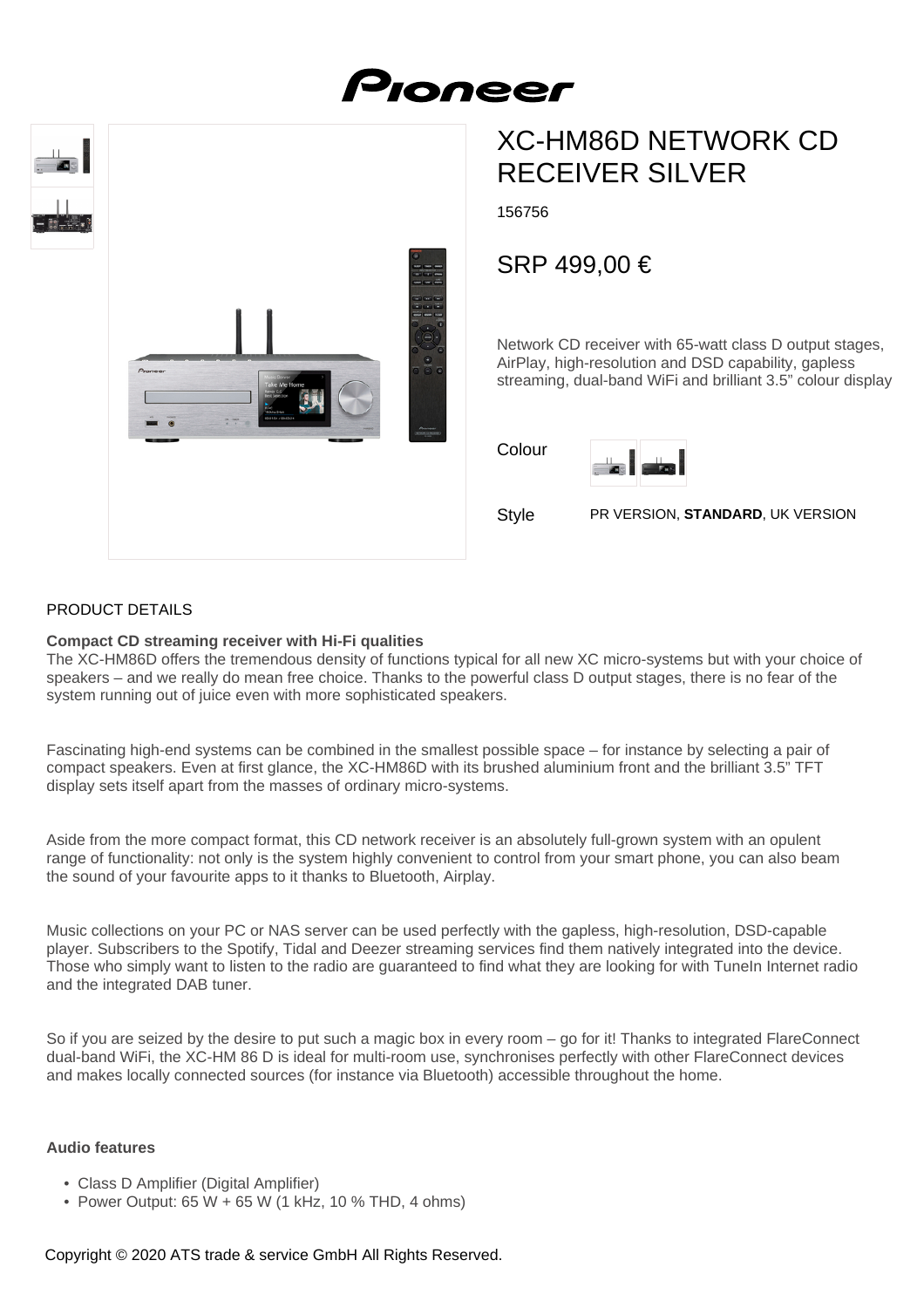# XC-HM86D NETWORK CD RECEIVER SILVER

156756

## SRP 499,00 €

Network CD receiver with 65-watt class D output stages, AirPlay, high-resolution and DSD capability, gapless streaming, dual-band WiFi and brilliant 3.5" colour display

Colour

Style PR VERSION, **STANDARD**, UK VERSION

## PRODUCT DETAILS

**Compact CD streaming receiver with Hi-Fi qualities**

The XC-HM86D offers the tremendous density of functions typical for all new XC micro-systems but with your choice of speakers – and we really do mean free choice. Thanks to the powerful class D output stages, there is no fear of the system running out of juice even with more sophisticated speakers.

Fascinating high-end systems can be combined in the smallest possible space – for instance by selecting a pair of compact speakers. Even at first glance, the XC-HM86D with its brushed aluminium front and the brilliant 3.5" TFT display sets itself apart from the masses of ordinary micro-systems.

Aside from the more compact format, this CD network receiver is an absolutely full-grown system with an opulent range of functionality: not only is the system highly convenient to control from your smart phone, you can also beam the sound of your favourite apps to it thanks to Bluetooth, Airplay.

Music collections on your PC or NAS server can be used perfectly with the gapless, high-resolution, DSD-capable player. Subscribers to the Spotify, Tidal and Deezer streaming services find them natively integrated into the device. Those who simply want to listen to the radio are guaranteed to find what they are looking for with TuneIn Internet radio and the integrated DAB tuner.

So if you are seized by the desire to put such a magic box in every room – go for it! Thanks to integrated FlareConnect dual-band WiFi, the XC-HM 86 D is ideal for multi-room use, synchronises perfectly with other FlareConnect devices and makes locally connected sources (for instance via Bluetooth) accessible throughout the home.

**Audio features**

- Class D Amplifier (Digital Amplifier)
- Power Output: 65 W + 65 W (1 kHz, 10 % THD, 4 ohms)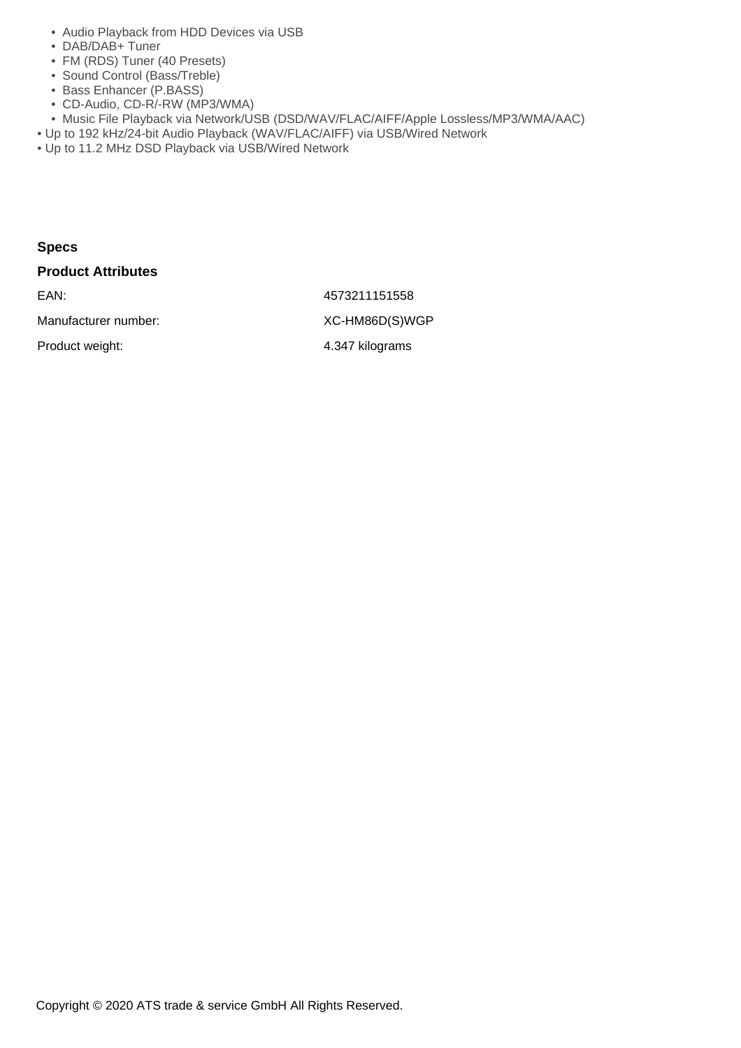- Audio Playback from HDD Devices via USB
- DAB/DAB+ Tuner
- FM (RDS) Tuner (40 Presets)
- Sound Control (Bass/Treble)
- Bass Enhancer (P.BASS)
- CD-Audio, CD-R/-RW (MP3/WMA)
- Music File Playback via Network/USB (DSD/WAV/FLAC/AIFF/Apple Lossless/MP3/WMA/AAC)

• Up to 192 kHz/24-bit Audio Playback (WAV/FLAC/AIFF) via USB/Wired Network
• Up to 11.2 MHz DSD Playback via USB/Wired Network

**Specs**

**Product Attributes**

| | |
|---|---|
| EAN: | 4573211151558 |
| Manufacturer number: | XC-HM86D(S)WGP |
| Product weight: | 4.347 kilograms |

Copyright © 2020 ATS trade & service GmbH All Rights Reserved.